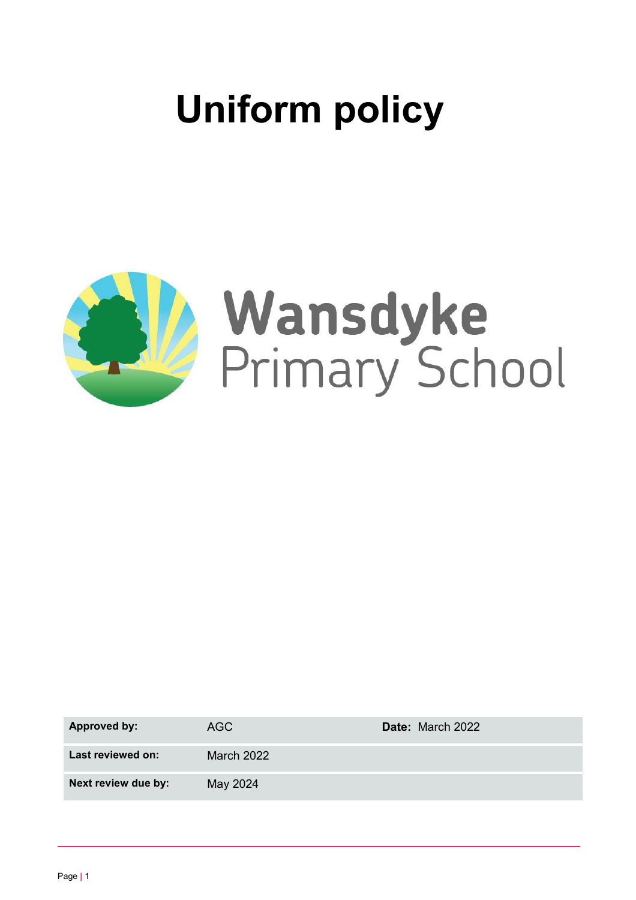# Uniform policy

Wansdyke
Primary School

| Approved by: | AGC | Date: March 2022 |
|---|---|---|
| Last reviewed on: | March 2022 | |
| Next review due by: | May 2024 | |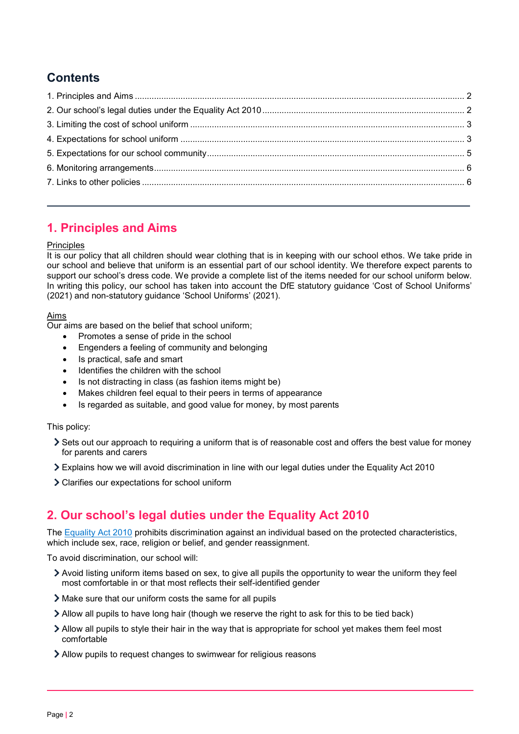## Contents

1. Principles and Aims ........................................................................................................................ 2
2. Our school's legal duties under the Equality Act 2010 ................................................................... 2
3. Limiting the cost of school uniform ................................................................................................. 3
4. Expectations for school uniform ...................................................................................................... 3
5. Expectations for our school community .......................................................................................... 5
6. Monitoring arrangements ................................................................................................................. 6
7. Links to other policies ...................................................................................................................... 6

---

## 1. Principles and Aims

Principles

It is our policy that all children should wear clothing that is in keeping with our school ethos. We take pride in our school and believe that uniform is an essential part of our school identity. We therefore expect parents to support our school's dress code. We provide a complete list of the items needed for our school uniform below. In writing this policy, our school has taken into account the DfE statutory guidance 'Cost of School Uniforms' (2021) and non-statutory guidance 'School Uniforms' (2021).

Aims

Our aims are based on the belief that school uniform;

- Promotes a sense of pride in the school
- Engenders a feeling of community and belonging
- Is practical, safe and smart
- Identifies the children with the school
- Is not distracting in class (as fashion items might be)
- Makes children feel equal to their peers in terms of appearance
- Is regarded as suitable, and good value for money, by most parents

This policy:

- Sets out our approach to requiring a uniform that is of reasonable cost and offers the best value for money for parents and carers
- Explains how we will avoid discrimination in line with our legal duties under the Equality Act 2010
- Clarifies our expectations for school uniform

## 2. Our school's legal duties under the Equality Act 2010

The Equality Act 2010 prohibits discrimination against an individual based on the protected characteristics, which include sex, race, religion or belief, and gender reassignment.

To avoid discrimination, our school will:

- Avoid listing uniform items based on sex, to give all pupils the opportunity to wear the uniform they feel most comfortable in or that most reflects their self-identified gender
- Make sure that our uniform costs the same for all pupils
- Allow all pupils to have long hair (though we reserve the right to ask for this to be tied back)
- Allow all pupils to style their hair in the way that is appropriate for school yet makes them feel most comfortable
- Allow pupils to request changes to swimwear for religious reasons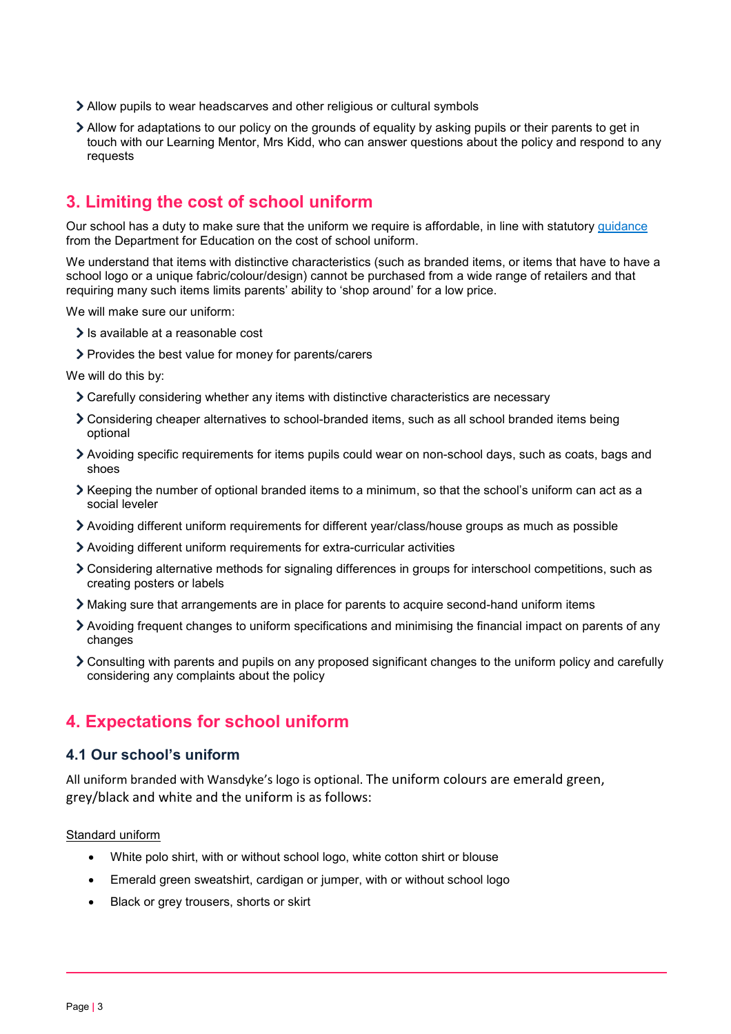- Allow pupils to wear headscarves and other religious or cultural symbols
- Allow for adaptations to our policy on the grounds of equality by asking pupils or their parents to get in touch with our Learning Mentor, Mrs Kidd, who can answer questions about the policy and respond to any requests

## 3. Limiting the cost of school uniform

Our school has a duty to make sure that the uniform we require is affordable, in line with statutory [guidance](guidance) from the Department for Education on the cost of school uniform.

We understand that items with distinctive characteristics (such as branded items, or items that have to have a school logo or a unique fabric/colour/design) cannot be purchased from a wide range of retailers and that requiring many such items limits parents' ability to 'shop around' for a low price.

We will make sure our uniform:

- Is available at a reasonable cost
- Provides the best value for money for parents/carers

We will do this by:

- Carefully considering whether any items with distinctive characteristics are necessary
- Considering cheaper alternatives to school-branded items, such as all school branded items being optional
- Avoiding specific requirements for items pupils could wear on non-school days, such as coats, bags and shoes
- Keeping the number of optional branded items to a minimum, so that the school's uniform can act as a social leveler
- Avoiding different uniform requirements for different year/class/house groups as much as possible
- Avoiding different uniform requirements for extra-curricular activities
- Considering alternative methods for signaling differences in groups for interschool competitions, such as creating posters or labels
- Making sure that arrangements are in place for parents to acquire second-hand uniform items
- Avoiding frequent changes to uniform specifications and minimising the financial impact on parents of any changes
- Consulting with parents and pupils on any proposed significant changes to the uniform policy and carefully considering any complaints about the policy

## 4. Expectations for school uniform

### 4.1 Our school's uniform

All uniform branded with Wansdyke's logo is optional. The uniform colours are emerald green, grey/black and white and the uniform is as follows:

Standard uniform

- White polo shirt, with or without school logo, white cotton shirt or blouse
- Emerald green sweatshirt, cardigan or jumper, with or without school logo
- Black or grey trousers, shorts or skirt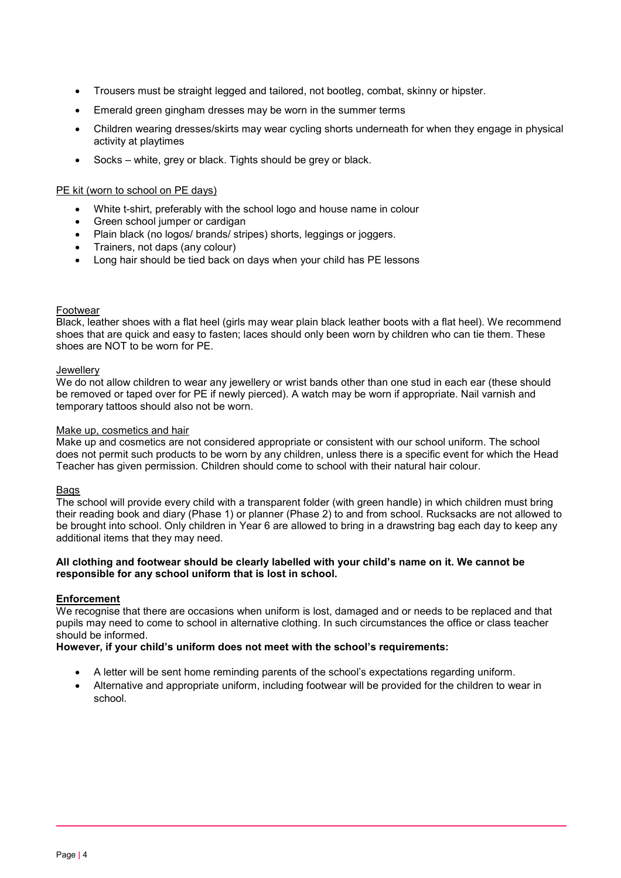- Trousers must be straight legged and tailored, not bootleg, combat, skinny or hipster.
- Emerald green gingham dresses may be worn in the summer terms
- Children wearing dresses/skirts may wear cycling shorts underneath for when they engage in physical activity at playtimes
- Socks – white, grey or black. Tights should be grey or black.

<u>PE kit (worn to school on PE days)</u>

- White t-shirt, preferably with the school logo and house name in colour
- Green school jumper or cardigan
- Plain black (no logos/ brands/ stripes) shorts, leggings or joggers.
- Trainers, not daps (any colour)
- Long hair should be tied back on days when your child has PE lessons

<u>Footwear</u>

Black, leather shoes with a flat heel (girls may wear plain black leather boots with a flat heel). We recommend shoes that are quick and easy to fasten; laces should only been worn by children who can tie them. These shoes are NOT to be worn for PE.

<u>Jewellery</u>

We do not allow children to wear any jewellery or wrist bands other than one stud in each ear (these should be removed or taped over for PE if newly pierced). A watch may be worn if appropriate. Nail varnish and temporary tattoos should also not be worn.

<u>Make up, cosmetics and hair</u>

Make up and cosmetics are not considered appropriate or consistent with our school uniform. The school does not permit such products to be worn by any children, unless there is a specific event for which the Head Teacher has given permission. Children should come to school with their natural hair colour.

<u>Bags</u>

The school will provide every child with a transparent folder (with green handle) in which children must bring their reading book and diary (Phase 1) or planner (Phase 2) to and from school. Rucksacks are not allowed to be brought into school. Only children in Year 6 are allowed to bring in a drawstring bag each day to keep any additional items that they may need.

**All clothing and footwear should be clearly labelled with your child's name on it. We cannot be responsible for any school uniform that is lost in school.**

**<u>Enforcement</u>**

We recognise that there are occasions when uniform is lost, damaged and or needs to be replaced and that pupils may need to come to school in alternative clothing. In such circumstances the office or class teacher should be informed.

**However, if your child's uniform does not meet with the school's requirements:**

- A letter will be sent home reminding parents of the school's expectations regarding uniform.
- Alternative and appropriate uniform, including footwear will be provided for the children to wear in school.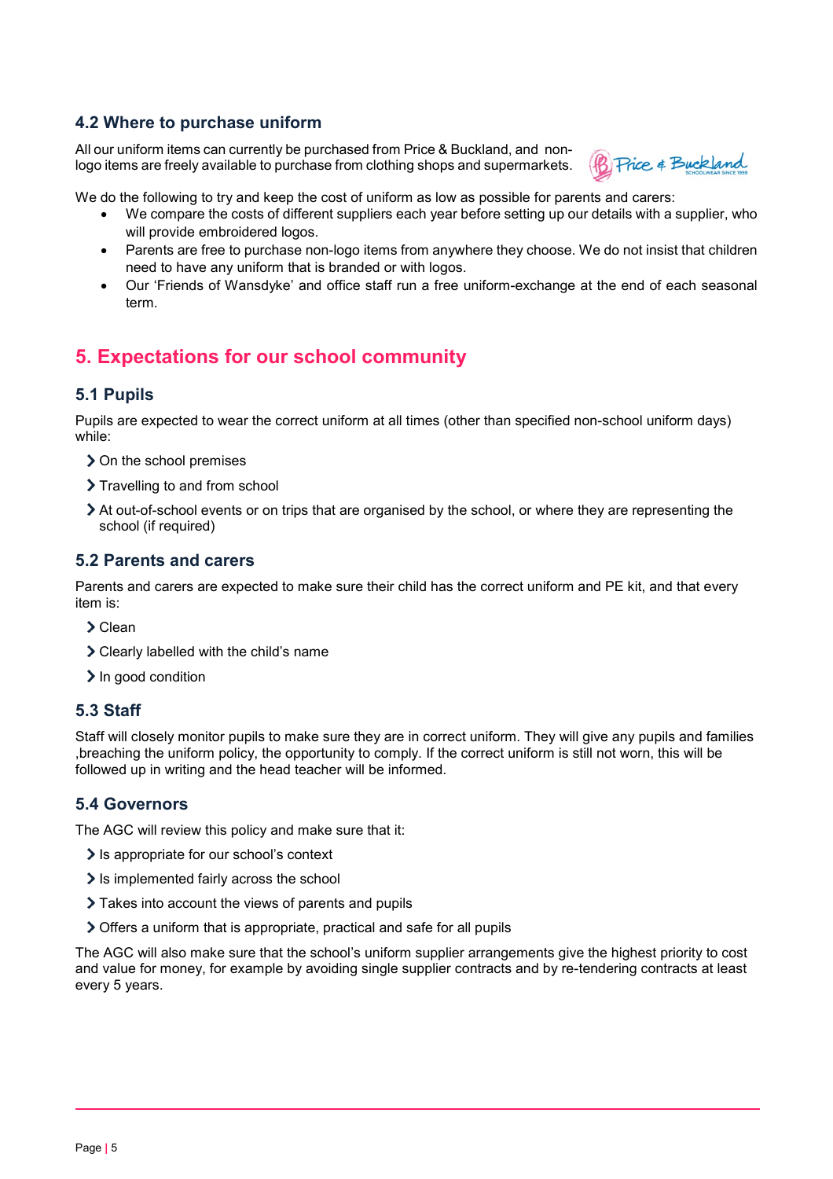### 4.2 Where to purchase uniform

All our uniform items can currently be purchased from Price & Buckland, and non-logo items are freely available to purchase from clothing shops and supermarkets.

We do the following to try and keep the cost of uniform as low as possible for parents and carers:

- We compare the costs of different suppliers each year before setting up our details with a supplier, who will provide embroidered logos.
- Parents are free to purchase non-logo items from anywhere they choose. We do not insist that children need to have any uniform that is branded or with logos.
- Our 'Friends of Wansdyke' and office staff run a free uniform-exchange at the end of each seasonal term.

## 5. Expectations for our school community

### 5.1 Pupils

Pupils are expected to wear the correct uniform at all times (other than specified non-school uniform days) while:

- On the school premises
- Travelling to and from school
- At out-of-school events or on trips that are organised by the school, or where they are representing the school (if required)

### 5.2 Parents and carers

Parents and carers are expected to make sure their child has the correct uniform and PE kit, and that every item is:

- Clean
- Clearly labelled with the child's name
- In good condition

### 5.3 Staff

Staff will closely monitor pupils to make sure they are in correct uniform. They will give any pupils and families ,breaching the uniform policy, the opportunity to comply. If the correct uniform is still not worn, this will be followed up in writing and the head teacher will be informed.

### 5.4 Governors

The AGC will review this policy and make sure that it:

- Is appropriate for our school's context
- Is implemented fairly across the school
- Takes into account the views of parents and pupils
- Offers a uniform that is appropriate, practical and safe for all pupils

The AGC will also make sure that the school's uniform supplier arrangements give the highest priority to cost and value for money, for example by avoiding single supplier contracts and by re-tendering contracts at least every 5 years.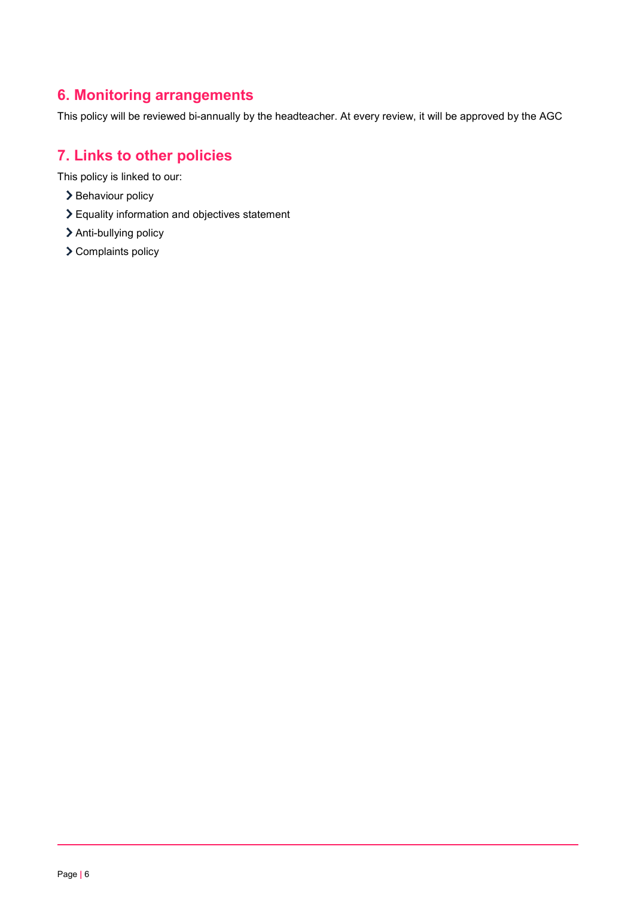## 6. Monitoring arrangements

This policy will be reviewed bi-annually by the headteacher. At every review, it will be approved by the AGC

## 7. Links to other policies

This policy is linked to our:

- Behaviour policy
- Equality information and objectives statement
- Anti-bullying policy
- Complaints policy